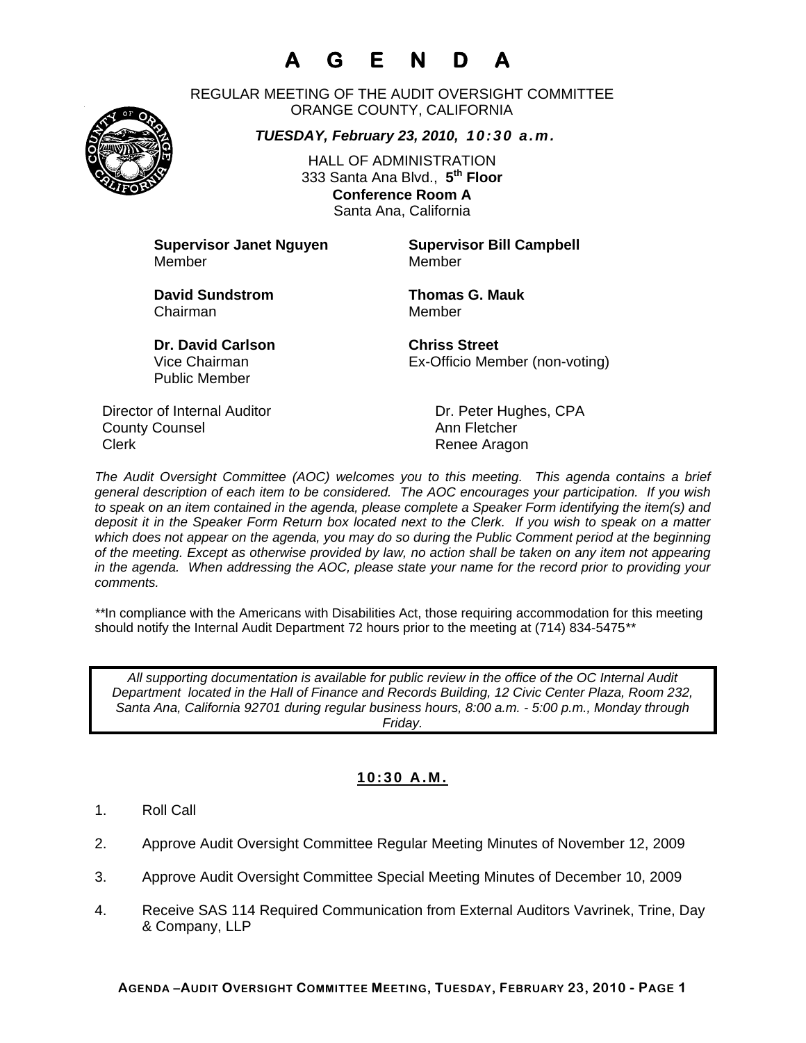# A G E N D A

REGULAR MEETING OF THE AUDIT OVERSIGHT COMMITTEE
ORANGE COUNTY, CALIFORNIA

***TUESDAY, February 23, 2010, 10:30 a.m.***

HALL OF ADMINISTRATION
333 Santa Ana Blvd., **5th Floor**
**Conference Room A**
Santa Ana, California

**Supervisor Janet Nguyen**
Member

**Supervisor Bill Campbell**
Member

**David Sundstrom**
Chairman

**Thomas G. Mauk**
Member

**Dr. David Carlson**
Vice Chairman
Public Member

**Chriss Street**
Ex-Officio Member (non-voting)

| | |
|---|---|
| Director of Internal Auditor | Dr. Peter Hughes, CPA |
| County Counsel | Ann Fletcher |
| Clerk | Renee Aragon |

*The Audit Oversight Committee (AOC) welcomes you to this meeting. This agenda contains a brief general description of each item to be considered. The AOC encourages your participation. If you wish to speak on an item contained in the agenda, please complete a Speaker Form identifying the item(s) and deposit it in the Speaker Form Return box located next to the Clerk. If you wish to speak on a matter which does not appear on the agenda, you may do so during the Public Comment period at the beginning of the meeting. Except as otherwise provided by law, no action shall be taken on any item not appearing in the agenda. When addressing the AOC, please state your name for the record prior to providing your comments.*

*\*\*In compliance with the Americans with Disabilities Act, those requiring accommodation for this meeting should notify the Internal Audit Department 72 hours prior to the meeting at (714) 834-5475\*\**

> *All supporting documentation is available for public review in the office of the OC Internal Audit Department located in the Hall of Finance and Records Building, 12 Civic Center Plaza, Room 232, Santa Ana, California 92701 during regular business hours, 8:00 a.m. - 5:00 p.m., Monday through Friday.*

## 10:30 A.M.

1. Roll Call
2. Approve Audit Oversight Committee Regular Meeting Minutes of November 12, 2009
3. Approve Audit Oversight Committee Special Meeting Minutes of December 10, 2009
4. Receive SAS 114 Required Communication from External Auditors Vavrinek, Trine, Day & Company, LLP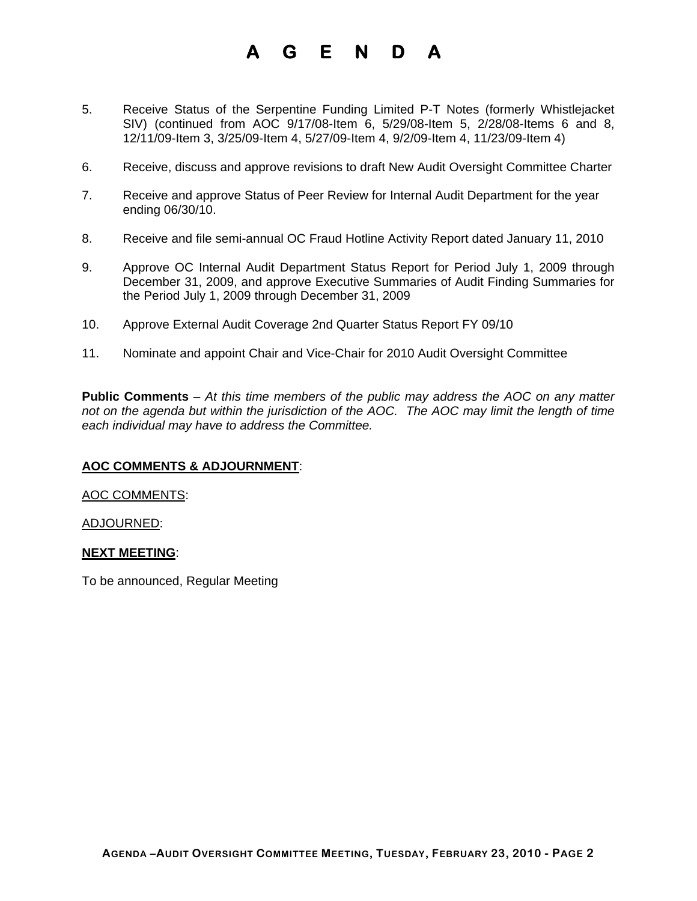# A G E N D A

5. Receive Status of the Serpentine Funding Limited P-T Notes (formerly Whistlejacket SIV) (continued from AOC 9/17/08-Item 6, 5/29/08-Item 5, 2/28/08-Items 6 and 8, 12/11/09-Item 3, 3/25/09-Item 4, 5/27/09-Item 4, 9/2/09-Item 4, 11/23/09-Item 4)

6. Receive, discuss and approve revisions to draft New Audit Oversight Committee Charter

7. Receive and approve Status of Peer Review for Internal Audit Department for the year ending 06/30/10.

8. Receive and file semi-annual OC Fraud Hotline Activity Report dated January 11, 2010

9. Approve OC Internal Audit Department Status Report for Period July 1, 2009 through December 31, 2009, and approve Executive Summaries of Audit Finding Summaries for the Period July 1, 2009 through December 31, 2009

10. Approve External Audit Coverage 2nd Quarter Status Report FY 09/10

11. Nominate and appoint Chair and Vice-Chair for 2010 Audit Oversight Committee

**Public Comments** – *At this time members of the public may address the AOC on any matter not on the agenda but within the jurisdiction of the AOC. The AOC may limit the length of time each individual may have to address the Committee.*

**AOC COMMENTS & ADJOURNMENT**:

AOC COMMENTS:

ADJOURNED:

**NEXT MEETING**:

To be announced, Regular Meeting